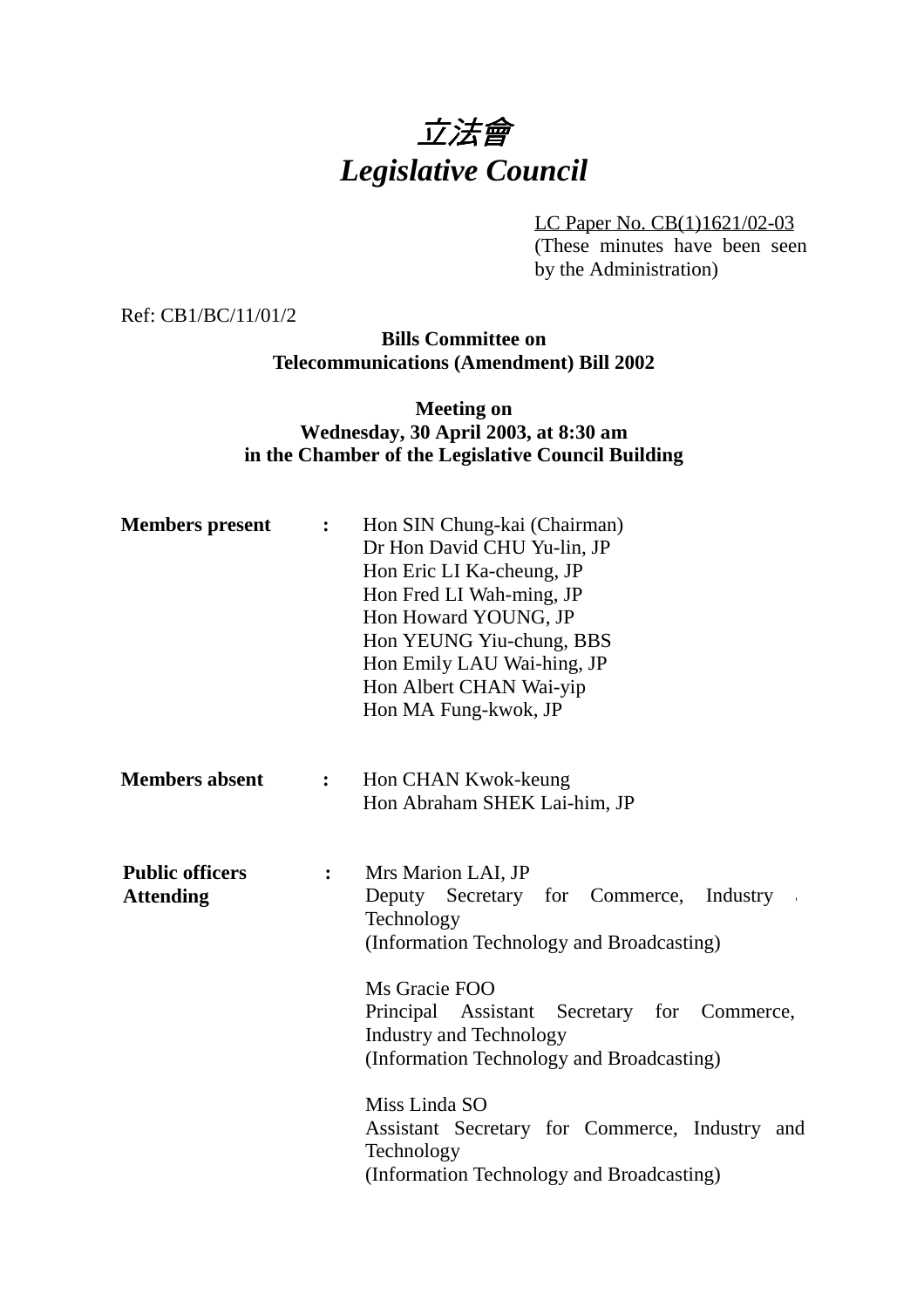# *立法會*
# *Legislative Council*

LC Paper No. CB(1)1621/02-03
(These minutes have been seen by the Administration)

Ref: CB1/BC/11/01/2

**Bills Committee on**
**Telecommunications (Amendment) Bill 2002**

**Meeting on**
**Wednesday, 30 April 2003, at 8:30 am**
**in the Chamber of the Legislative Council Building**

**Members present** : Hon SIN Chung-kai (Chairman)
Dr Hon David CHU Yu-lin, JP
Hon Eric LI Ka-cheung, JP
Hon Fred LI Wah-ming, JP
Hon Howard YOUNG, JP
Hon YEUNG Yiu-chung, BBS
Hon Emily LAU Wai-hing, JP
Hon Albert CHAN Wai-yip
Hon MA Fung-kwok, JP

**Members absent** : Hon CHAN Kwok-keung
Hon Abraham SHEK Lai-him, JP

**Public officers Attending** : Mrs Marion LAI, JP
Deputy Secretary for Commerce, Industry and Technology
(Information Technology and Broadcasting)

Ms Gracie FOO
Principal Assistant Secretary for Commerce, Industry and Technology
(Information Technology and Broadcasting)

Miss Linda SO
Assistant Secretary for Commerce, Industry and Technology
(Information Technology and Broadcasting)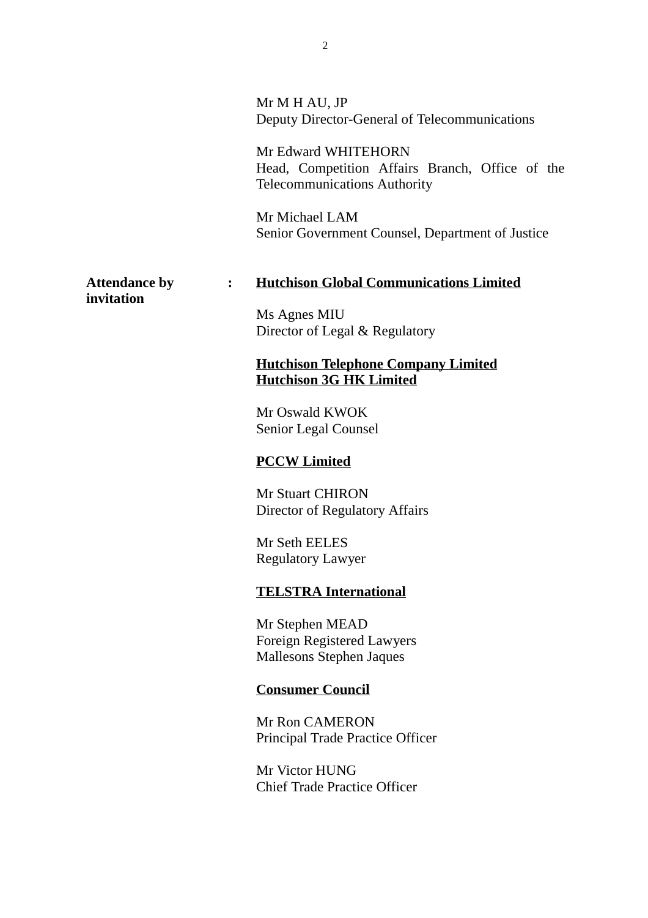Mr M H AU, JP
Deputy Director-General of Telecommunications

Mr Edward WHITEHORN
Head, Competition Affairs Branch, Office of the Telecommunications Authority

Mr Michael LAM
Senior Government Counsel, Department of Justice

**Attendance by invitation** :

**Hutchison Global Communications Limited**

Ms Agnes MIU
Director of Legal & Regulatory

**Hutchison Telephone Company Limited**
**Hutchison 3G HK Limited**

Mr Oswald KWOK
Senior Legal Counsel

**PCCW Limited**

Mr Stuart CHIRON
Director of Regulatory Affairs

Mr Seth EELES
Regulatory Lawyer

**TELSTRA International**

Mr Stephen MEAD
Foreign Registered Lawyers
Mallesons Stephen Jaques

**Consumer Council**

Mr Ron CAMERON
Principal Trade Practice Officer

Mr Victor HUNG
Chief Trade Practice Officer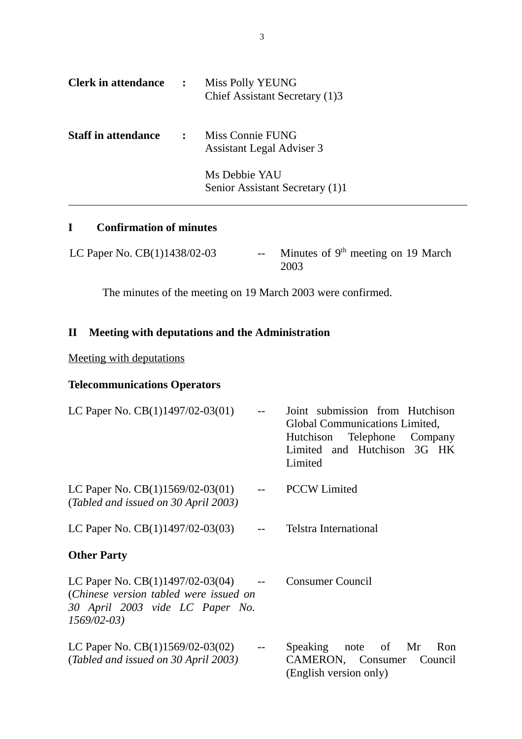| | | |
|---|---|---|
| **Clerk in attendance** | **:** | Miss Polly YEUNG<br>Chief Assistant Secretary (1)3 |
| **Staff in attendance** | **:** | Miss Connie FUNG<br>Assistant Legal Adviser 3<br><br>Ms Debbie YAU<br>Senior Assistant Secretary (1)1 |

---

## I Confirmation of minutes

LC Paper No. CB(1)1438/02-03 -- Minutes of 9th meeting on 19 March 2003

The minutes of the meeting on 19 March 2003 were confirmed.

## II Meeting with deputations and the Administration

Meeting with deputations

**Telecommunications Operators**

| | | |
|---|---|---|
| LC Paper No. CB(1)1497/02-03(01) | -- | Joint submission from Hutchison Global Communications Limited, Hutchison Telephone Company Limited and Hutchison 3G HK Limited |
| LC Paper No. CB(1)1569/02-03(01)<br>(*Tabled and issued on 30 April 2003)* | -- | PCCW Limited |
| LC Paper No. CB(1)1497/02-03(03) | -- | Telstra International |

**Other Party**

| | | |
|---|---|---|
| LC Paper No. CB(1)1497/02-03(04)<br>(*Chinese version tabled were issued on 30 April 2003 vide LC Paper No. 1569/02-03)* | -- | Consumer Council |
| LC Paper No. CB(1)1569/02-03(02)<br>(*Tabled and issued on 30 April 2003)* | -- | Speaking note of Mr Ron CAMERON, Consumer Council (English version only) |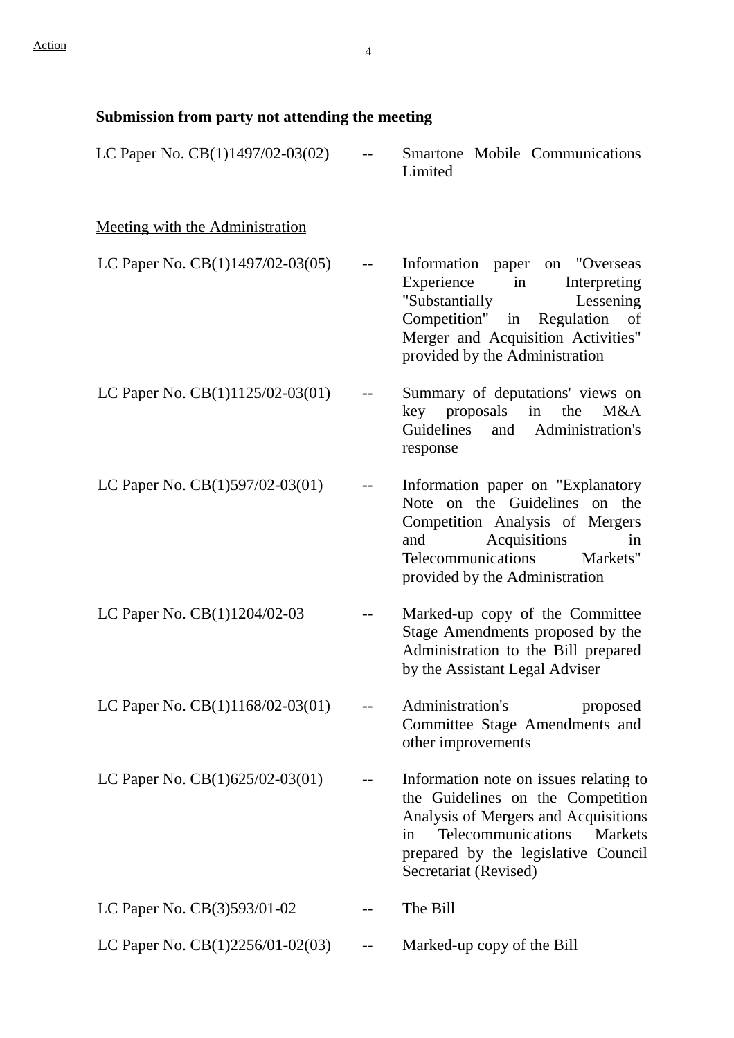Action

**Submission from party not attending the meeting**

| | | |
|---|---|---|
| LC Paper No. CB(1)1497/02-03(02) | -- | Smartone Mobile Communications Limited |

<u>Meeting with the Administration</u>

| | | |
|---|---|---|
| LC Paper No. CB(1)1497/02-03(05) | -- | Information paper on "Overseas Experience in Interpreting "Substantially Lessening Competition" in Regulation of Merger and Acquisition Activities" provided by the Administration |
| LC Paper No. CB(1)1125/02-03(01) | -- | Summary of deputations' views on key proposals in the M&A Guidelines and Administration's response |
| LC Paper No. CB(1)597/02-03(01) | -- | Information paper on "Explanatory Note on the Guidelines on the Competition Analysis of Mergers and Acquisitions in Telecommunications Markets" provided by the Administration |
| LC Paper No. CB(1)1204/02-03 | -- | Marked-up copy of the Committee Stage Amendments proposed by the Administration to the Bill prepared by the Assistant Legal Adviser |
| LC Paper No. CB(1)1168/02-03(01) | -- | Administration's proposed Committee Stage Amendments and other improvements |
| LC Paper No. CB(1)625/02-03(01) | -- | Information note on issues relating to the Guidelines on the Competition Analysis of Mergers and Acquisitions in Telecommunications Markets prepared by the legislative Council Secretariat (Revised) |
| LC Paper No. CB(3)593/01-02 | -- | The Bill |
| LC Paper No. CB(1)2256/01-02(03) | -- | Marked-up copy of the Bill |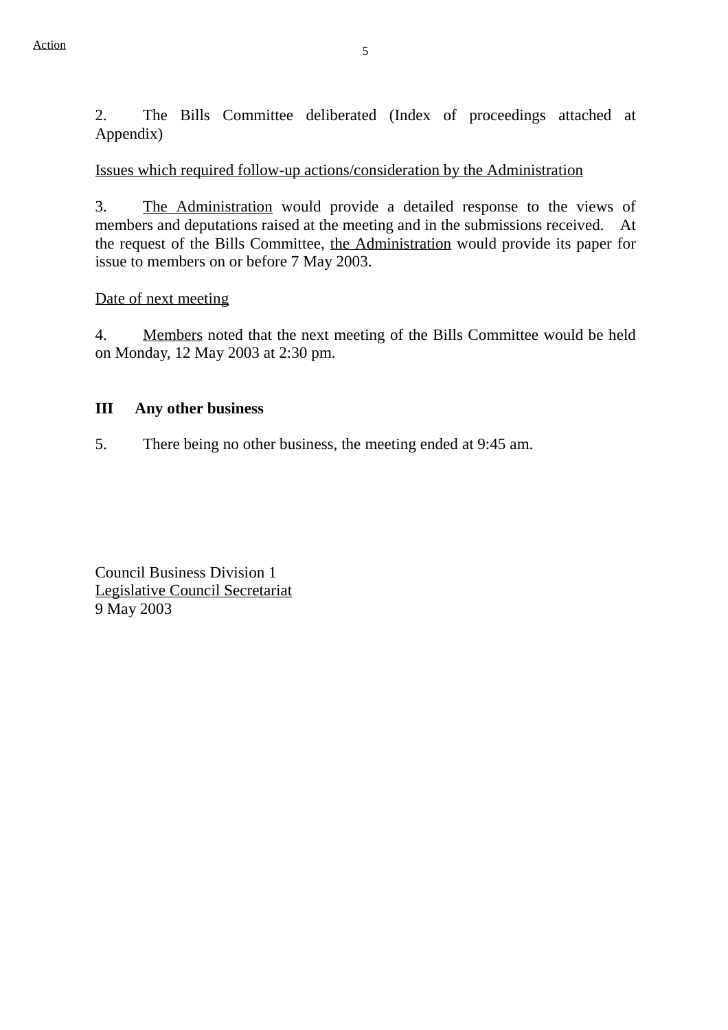2. The Bills Committee deliberated (Index of proceedings attached at Appendix)

Issues which required follow-up actions/consideration by the Administration

3. The Administration would provide a detailed response to the views of members and deputations raised at the meeting and in the submissions received. At the request of the Bills Committee, the Administration would provide its paper for issue to members on or before 7 May 2003.

Date of next meeting

4. Members noted that the next meeting of the Bills Committee would be held on Monday, 12 May 2003 at 2:30 pm.

**III Any other business**

5. There being no other business, the meeting ended at 9:45 am.

Council Business Division 1
Legislative Council Secretariat
9 May 2003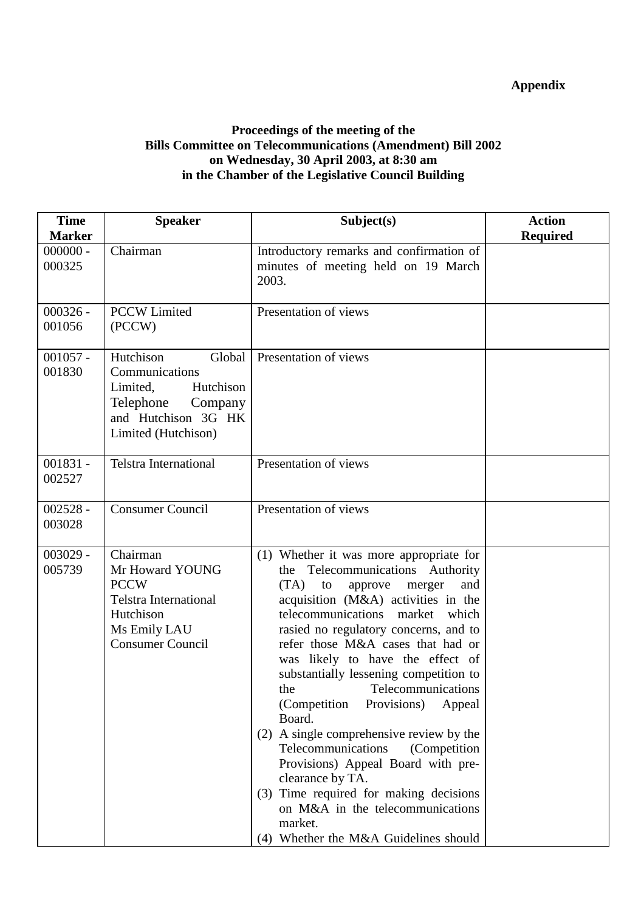**Appendix**

**Proceedings of the meeting of the**
**Bills Committee on Telecommunications (Amendment) Bill 2002**
**on Wednesday, 30 April 2003, at 8:30 am**
**in the Chamber of the Legislative Council Building**

| Time Marker | Speaker | Subject(s) | Action Required |
|---|---|---|---|
| 000000 - 000325 | Chairman | Introductory remarks and confirmation of minutes of meeting held on 19 March 2003. | |
| 000326 - 001056 | PCCW Limited (PCCW) | Presentation of views | |
| 001057 - 001830 | Hutchison Global Communications Limited, Hutchison Telephone Company and Hutchison 3G HK Limited (Hutchison) | Presentation of views | |
| 001831 - 002527 | Telstra International | Presentation of views | |
| 002528 - 003028 | Consumer Council | Presentation of views | |
| 003029 - 005739 | Chairman<br>Mr Howard YOUNG<br>PCCW<br>Telstra International<br>Hutchison<br>Ms Emily LAU<br>Consumer Council | (1) Whether it was more appropriate for the Telecommunications Authority (TA) to approve merger and acquisition (M&A) activities in the telecommunications market which rasied no regulatory concerns, and to refer those M&A cases that had or was likely to have the effect of substantially lessening competition to the Telecommunications (Competition Provisions) Appeal Board.<br>(2) A single comprehensive review by the Telecommunications (Competition Provisions) Appeal Board with pre-clearance by TA.<br>(3) Time required for making decisions on M&A in the telecommunications market.<br>(4) Whether the M&A Guidelines should | |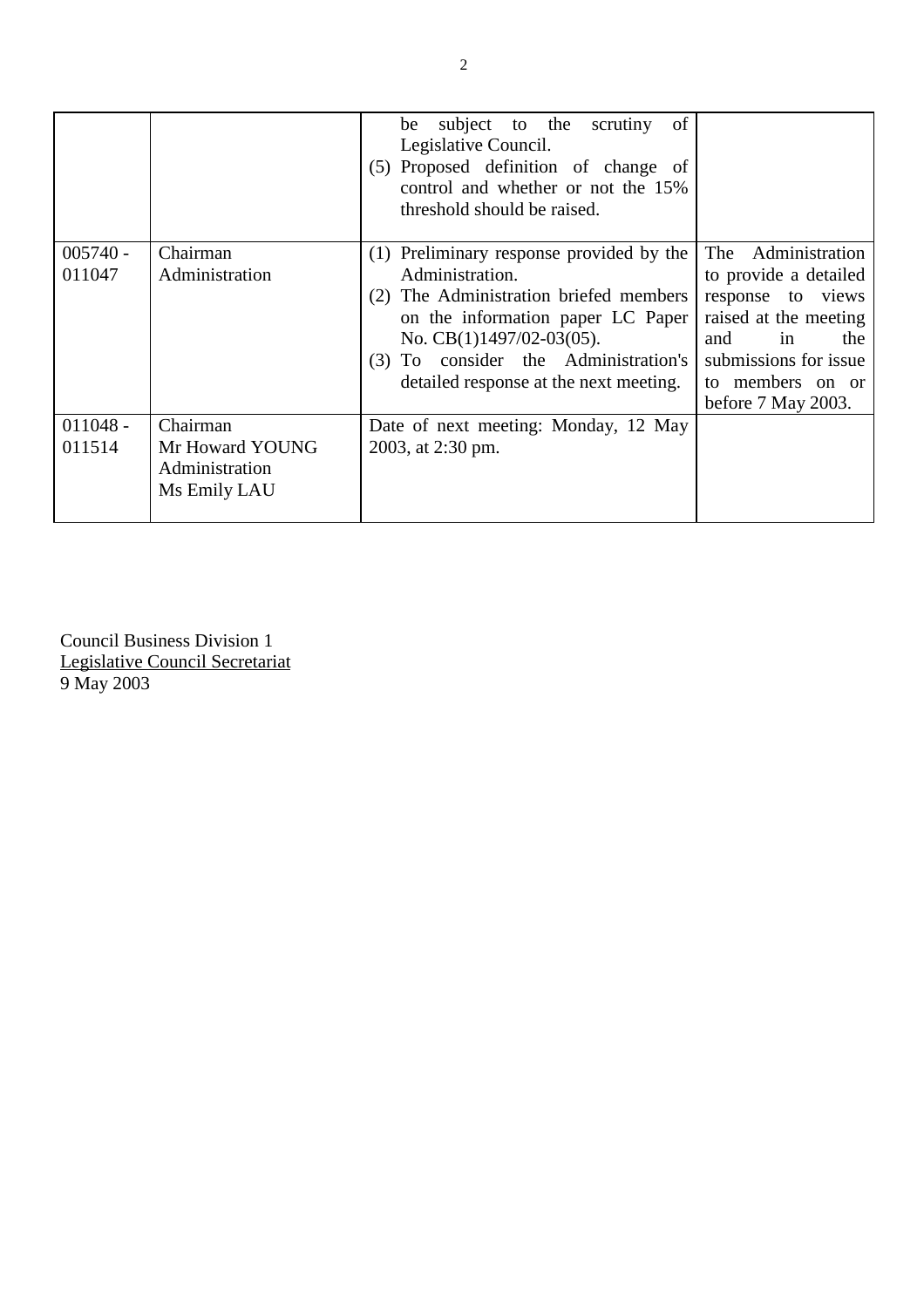| | | | |
|---|---|---|---|
| | | be subject to the scrutiny of Legislative Council.<br>(5) Proposed definition of change of control and whether or not the 15% threshold should be raised. | |
| 005740 - 011047 | Chairman<br>Administration | (1) Preliminary response provided by the Administration.<br>(2) The Administration briefed members on the information paper LC Paper No. CB(1)1497/02-03(05).<br>(3) To consider the Administration's detailed response at the next meeting. | The Administration to provide a detailed response to views raised at the meeting and in the submissions for issue to members on or before 7 May 2003. |
| 011048 - 011514 | Chairman<br>Mr Howard YOUNG<br>Administration<br>Ms Emily LAU | Date of next meeting: Monday, 12 May 2003, at 2:30 pm. | |

Council Business Division 1
Legislative Council Secretariat
9 May 2003